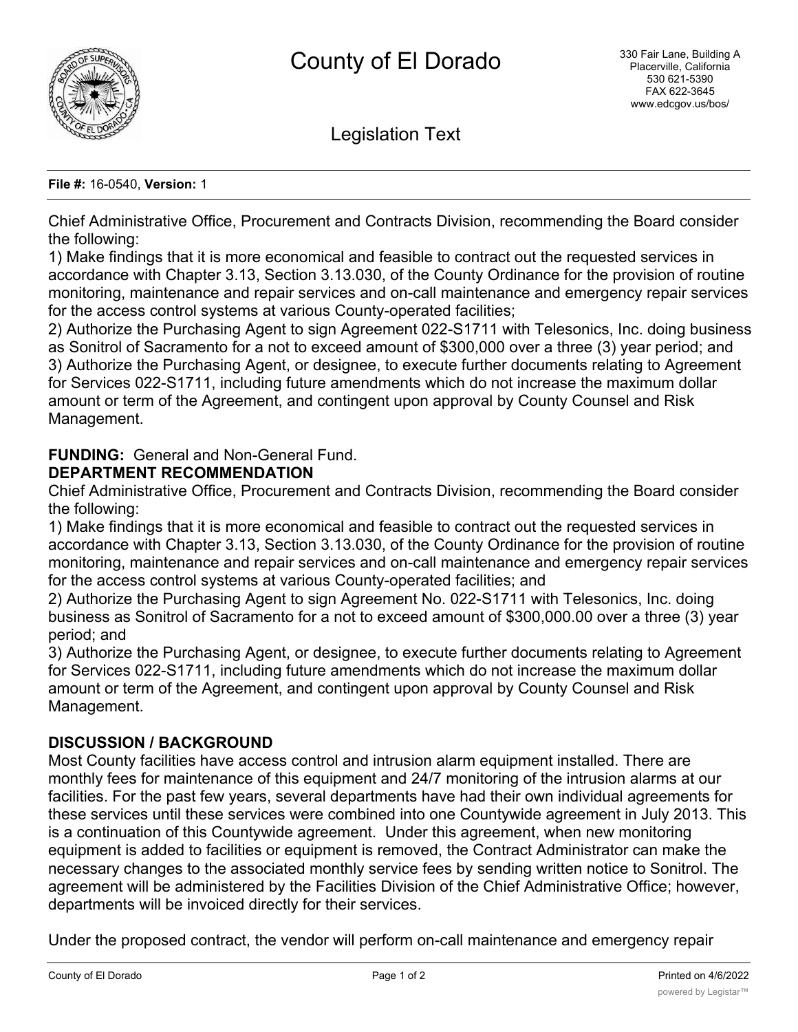# County of El Dorado

330 Fair Lane, Building A
Placerville, California
530 621-5390
FAX 622-3645
www.edcgov.us/bos/

## Legislation Text

**File #:** 16-0540, **Version:** 1

Chief Administrative Office, Procurement and Contracts Division, recommending the Board consider the following:
1) Make findings that it is more economical and feasible to contract out the requested services in accordance with Chapter 3.13, Section 3.13.030, of the County Ordinance for the provision of routine monitoring, maintenance and repair services and on-call maintenance and emergency repair services for the access control systems at various County-operated facilities;
2) Authorize the Purchasing Agent to sign Agreement 022-S1711 with Telesonics, Inc. doing business as Sonitrol of Sacramento for a not to exceed amount of $300,000 over a three (3) year period; and
3) Authorize the Purchasing Agent, or designee, to execute further documents relating to Agreement for Services 022-S1711, including future amendments which do not increase the maximum dollar amount or term of the Agreement, and contingent upon approval by County Counsel and Risk Management.

**FUNDING:** General and Non-General Fund.

**DEPARTMENT RECOMMENDATION**

Chief Administrative Office, Procurement and Contracts Division, recommending the Board consider the following:
1) Make findings that it is more economical and feasible to contract out the requested services in accordance with Chapter 3.13, Section 3.13.030, of the County Ordinance for the provision of routine monitoring, maintenance and repair services and on-call maintenance and emergency repair services for the access control systems at various County-operated facilities; and
2) Authorize the Purchasing Agent to sign Agreement No. 022-S1711 with Telesonics, Inc. doing business as Sonitrol of Sacramento for a not to exceed amount of $300,000.00 over a three (3) year period; and
3) Authorize the Purchasing Agent, or designee, to execute further documents relating to Agreement for Services 022-S1711, including future amendments which do not increase the maximum dollar amount or term of the Agreement, and contingent upon approval by County Counsel and Risk Management.

**DISCUSSION / BACKGROUND**

Most County facilities have access control and intrusion alarm equipment installed. There are monthly fees for maintenance of this equipment and 24/7 monitoring of the intrusion alarms at our facilities. For the past few years, several departments have had their own individual agreements for these services until these services were combined into one Countywide agreement in July 2013. This is a continuation of this Countywide agreement. Under this agreement, when new monitoring equipment is added to facilities or equipment is removed, the Contract Administrator can make the necessary changes to the associated monthly service fees by sending written notice to Sonitrol. The agreement will be administered by the Facilities Division of the Chief Administrative Office; however, departments will be invoiced directly for their services.

Under the proposed contract, the vendor will perform on-call maintenance and emergency repair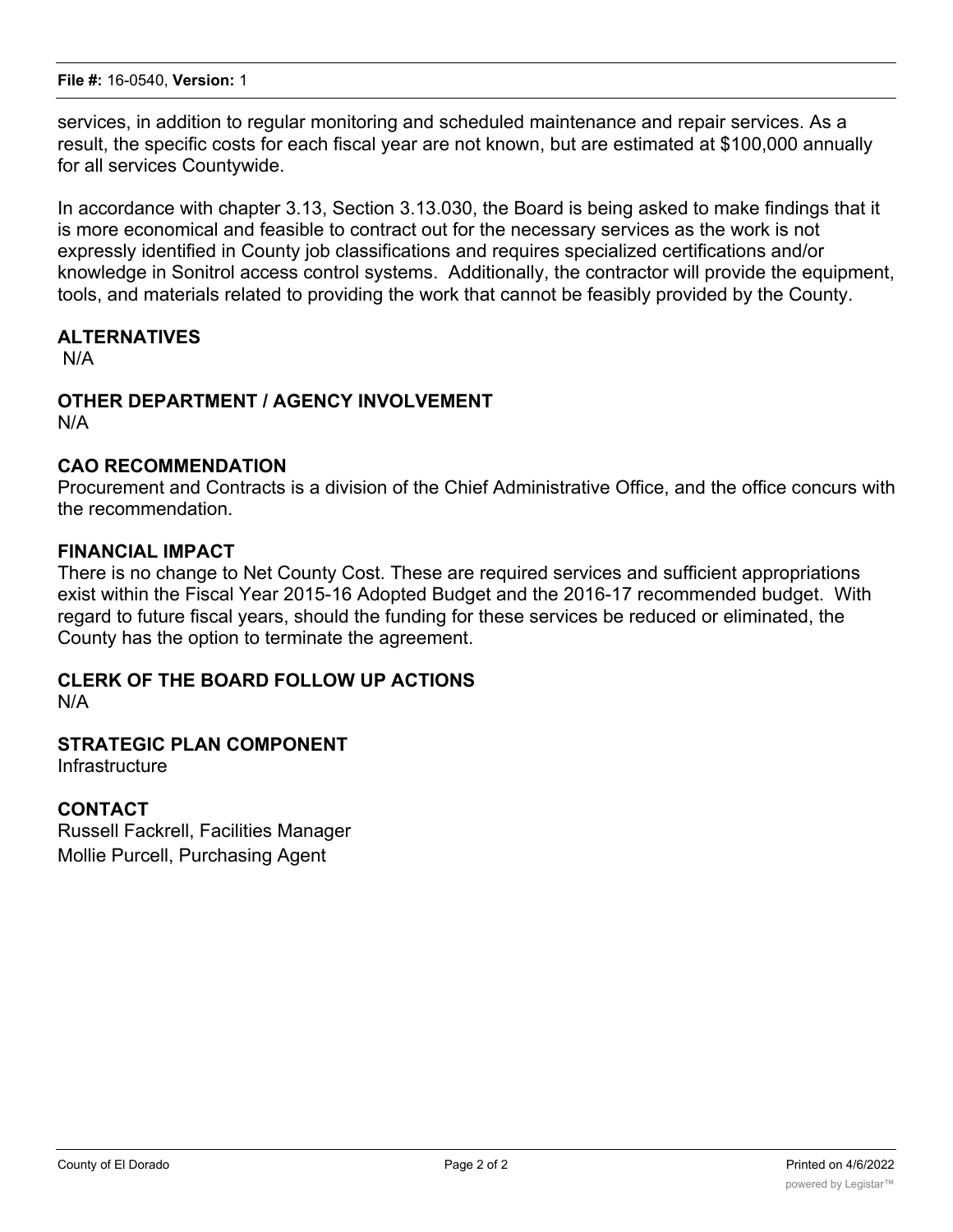services, in addition to regular monitoring and scheduled maintenance and repair services. As a result, the specific costs for each fiscal year are not known, but are estimated at $100,000 annually for all services Countywide.

In accordance with chapter 3.13, Section 3.13.030, the Board is being asked to make findings that it is more economical and feasible to contract out for the necessary services as the work is not expressly identified in County job classifications and requires specialized certifications and/or knowledge in Sonitrol access control systems. Additionally, the contractor will provide the equipment, tools, and materials related to providing the work that cannot be feasibly provided by the County.

## ALTERNATIVES

N/A

## OTHER DEPARTMENT / AGENCY INVOLVEMENT

N/A

## CAO RECOMMENDATION

Procurement and Contracts is a division of the Chief Administrative Office, and the office concurs with the recommendation.

## FINANCIAL IMPACT

There is no change to Net County Cost. These are required services and sufficient appropriations exist within the Fiscal Year 2015-16 Adopted Budget and the 2016-17 recommended budget. With regard to future fiscal years, should the funding for these services be reduced or eliminated, the County has the option to terminate the agreement.

## CLERK OF THE BOARD FOLLOW UP ACTIONS

N/A

## STRATEGIC PLAN COMPONENT

Infrastructure

## CONTACT

Russell Fackrell, Facilities Manager
Mollie Purcell, Purchasing Agent